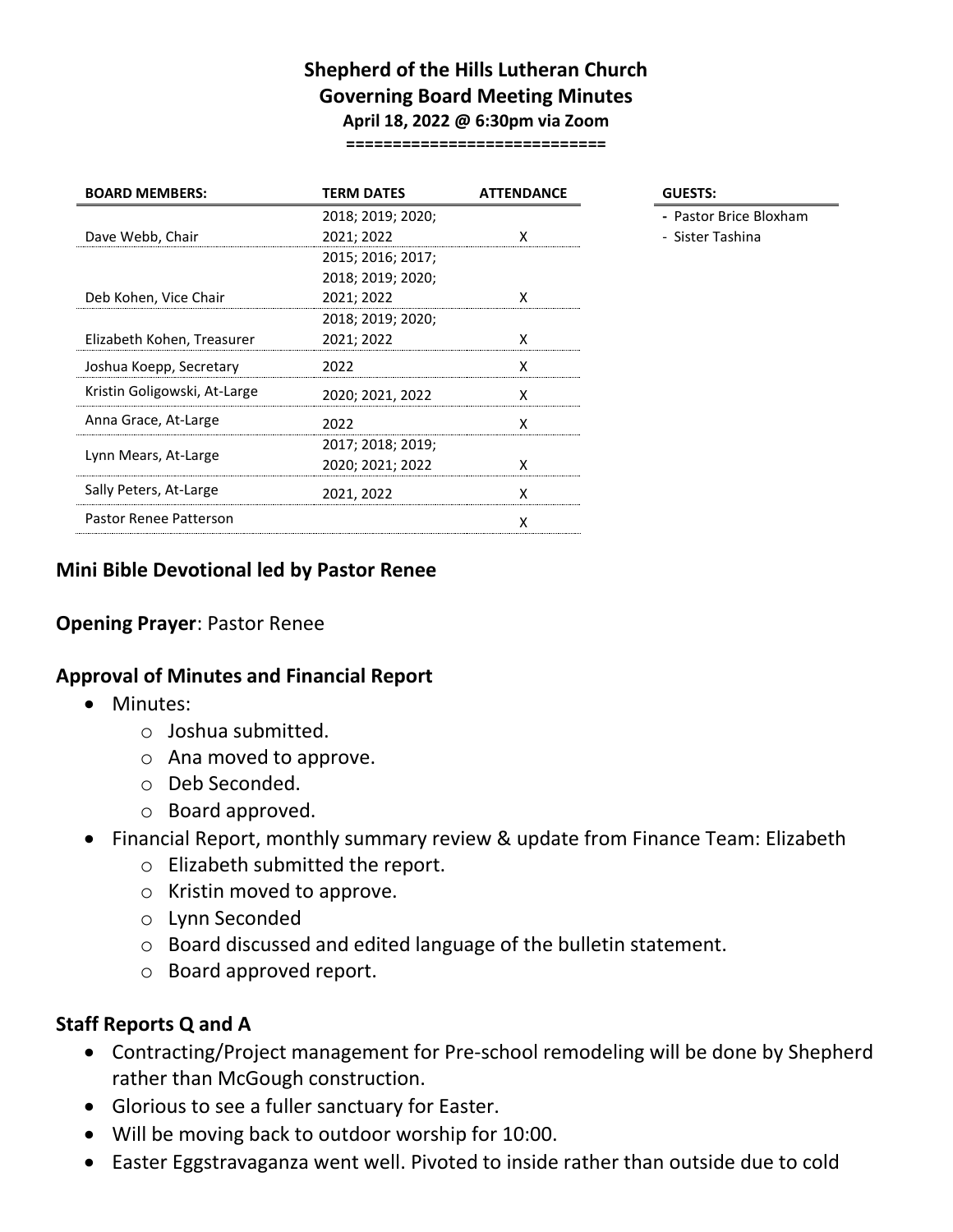# Shepherd of the Hills Lutheran Church
## Governing Board Meeting Minutes
### April 18, 2022 @ 6:30pm via Zoom

===========================

| BOARD MEMBERS: | TERM DATES | ATTENDANCE |
| --- | --- | --- |
| Dave Webb, Chair | 2018; 2019; 2020; 2021; 2022 | X |
| Deb Kohen, Vice Chair | 2015; 2016; 2017; 2018; 2019; 2020; 2021; 2022 | X |
| Elizabeth Kohen, Treasurer | 2018; 2019; 2020; 2021; 2022 | X |
| Joshua Koepp, Secretary | 2022 | X |
| Kristin Goligowski, At-Large | 2020; 2021, 2022 | X |
| Anna Grace, At-Large | 2022 | X |
| Lynn Mears, At-Large | 2017; 2018; 2019; 2020; 2021; 2022 | X |
| Sally Peters, At-Large | 2021, 2022 | X |
| Pastor Renee Patterson | | X |

| GUESTS: |
| --- |
| - Pastor Brice Bloxham |
| - Sister Tashina |

## Mini Bible Devotional led by Pastor Renee

**Opening Prayer**: Pastor Renee

## Approval of Minutes and Financial Report

- Minutes:
  - Joshua submitted.
  - Ana moved to approve.
  - Deb Seconded.
  - Board approved.
- Financial Report, monthly summary review & update from Finance Team: Elizabeth
  - Elizabeth submitted the report.
  - Kristin moved to approve.
  - Lynn Seconded
  - Board discussed and edited language of the bulletin statement.
  - Board approved report.

## Staff Reports Q and A

- Contracting/Project management for Pre-school remodeling will be done by Shepherd rather than McGough construction.
- Glorious to see a fuller sanctuary for Easter.
- Will be moving back to outdoor worship for 10:00.
- Easter Eggstravaganza went well. Pivoted to inside rather than outside due to cold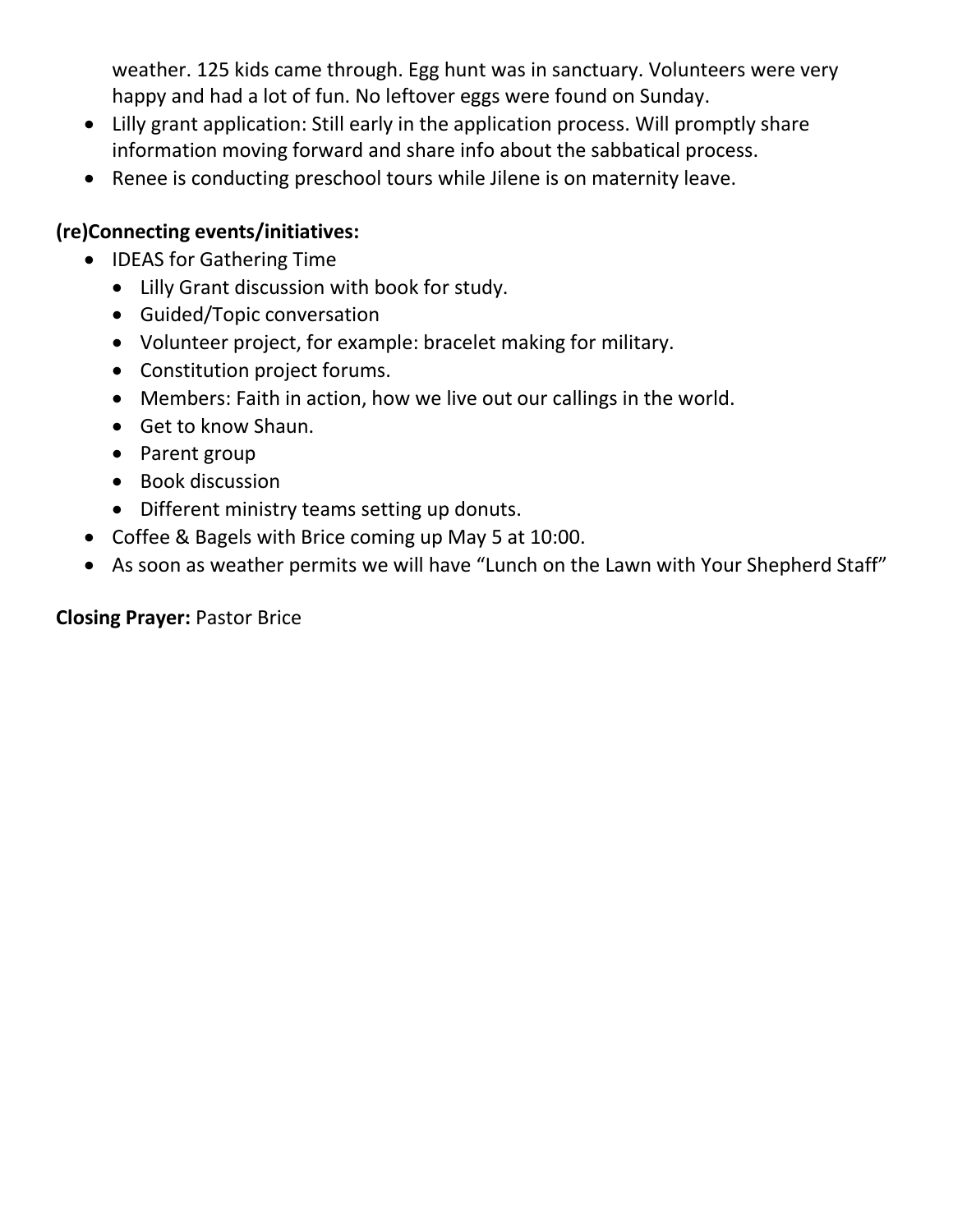weather. 125 kids came through. Egg hunt was in sanctuary. Volunteers were very happy and had a lot of fun. No leftover eggs were found on Sunday.

- Lilly grant application: Still early in the application process. Will promptly share information moving forward and share info about the sabbatical process.
- Renee is conducting preschool tours while Jilene is on maternity leave.

**(re)Connecting events/initiatives:**

- IDEAS for Gathering Time
  - Lilly Grant discussion with book for study.
  - Guided/Topic conversation
  - Volunteer project, for example: bracelet making for military.
  - Constitution project forums.
  - Members: Faith in action, how we live out our callings in the world.
  - Get to know Shaun.
  - Parent group
  - Book discussion
  - Different ministry teams setting up donuts.
- Coffee & Bagels with Brice coming up May 5 at 10:00.
- As soon as weather permits we will have "Lunch on the Lawn with Your Shepherd Staff"

**Closing Prayer:** Pastor Brice